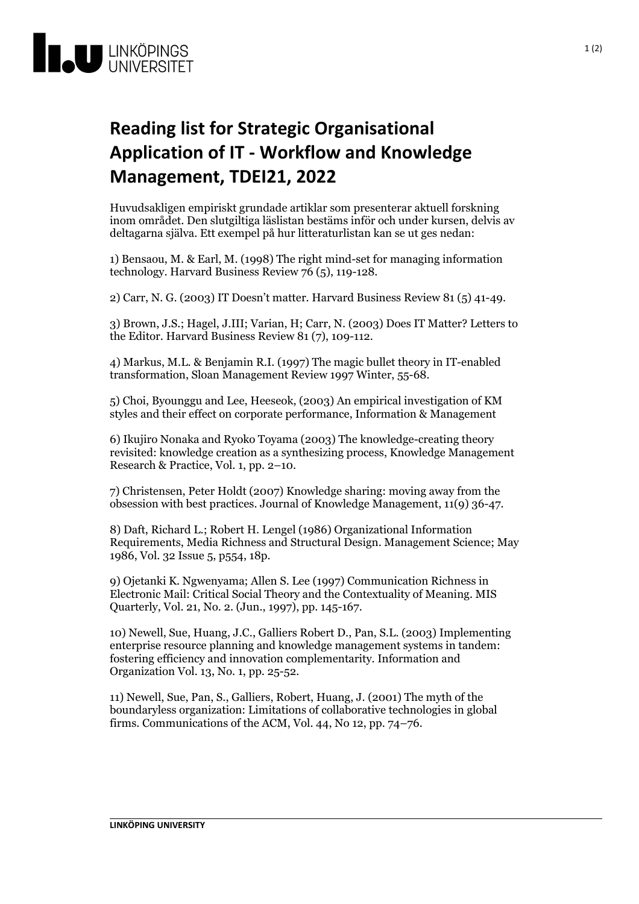# Reading list for Strategic Organisational Application of IT - Workflow and Knowledge Management, TDEI21, 2022

Huvudsakligen empiriskt grundade artiklar som presenterar aktuell forskning inom området. Den slutgiltiga läslistan bestäms inför och under kursen, delvis av deltagarna själva. Ett exempel på hur litteraturlistan kan se ut ges nedan:

1) Bensaou, M. & Earl, M. (1998) The right mind-set for managing information technology. Harvard Business Review 76 (5), 119-128.

2) Carr, N. G. (2003) IT Doesn't matter. Harvard Business Review 81 (5) 41-49.

3) Brown, J.S.; Hagel, J.III; Varian, H; Carr, N. (2003) Does IT Matter? Letters to the Editor. Harvard Business Review 81 (7), 109-112.

4) Markus, M.L. & Benjamin R.I. (1997) The magic bullet theory in IT-enabled transformation, Sloan Management Review 1997 Winter, 55-68.

5) Choi, Byounggu and Lee, Heeseok, (2003) An empirical investigation of KM styles and their effect on corporate performance, Information & Management

6) Ikujiro Nonaka and Ryoko Toyama (2003) The knowledge-creating theory revisited: knowledge creation as a synthesizing process, Knowledge Management Research & Practice, Vol. 1, pp. 2–10.

7) Christensen, Peter Holdt (2007) Knowledge sharing: moving away from the obsession with best practices. Journal of Knowledge Management, 11(9) 36-47.

8) Daft, Richard L.; Robert H. Lengel (1986) Organizational Information Requirements, Media Richness and Structural Design. Management Science; May 1986, Vol. 32 Issue 5, p554, 18p.

9) Ojetanki K. Ngwenyama; Allen S. Lee (1997) Communication Richness in Electronic Mail: Critical Social Theory and the Contextuality of Meaning. MIS Quarterly, Vol. 21, No. 2. (Jun., 1997), pp. 145-167.

10) Newell, Sue, Huang, J.C., Galliers Robert D., Pan, S.L. (2003) Implementing enterprise resource planning and knowledge management systems in tandem: fostering efficiency and innovation complementarity. Information and Organization Vol. 13, No. 1, pp. 25-52.

11) Newell, Sue, Pan, S., Galliers, Robert, Huang, J. (2001) The myth of the boundaryless organization: Limitations of collaborative technologies in global firms. Communications of the ACM, Vol. 44, No 12, pp. 74–76.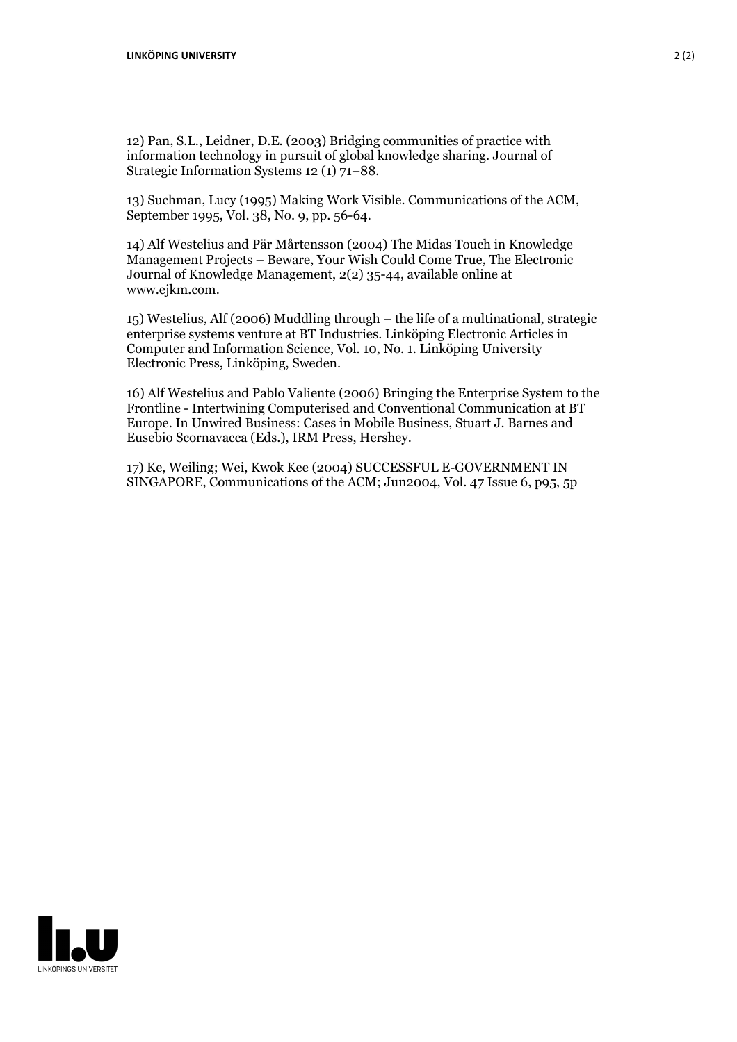12) Pan, S.L., Leidner, D.E. (2003) Bridging communities of practice with information technology in pursuit of global knowledge sharing. Journal of Strategic Information Systems 12 (1) 71–88.

13) Suchman, Lucy (1995) Making Work Visible. Communications of the ACM, September 1995, Vol. 38, No. 9, pp. 56-64.

14) Alf Westelius and Pär Mårtensson (2004) The Midas Touch in Knowledge Management Projects – Beware, Your Wish Could Come True, The Electronic Journal of Knowledge Management, 2(2) 35-44, available online at www.ejkm.com.

15) Westelius, Alf (2006) Muddling through – the life of a multinational, strategic enterprise systems venture at BT Industries. Linköping Electronic Articles in Computer and Information Science, Vol. 10, No. 1. Linköping University Electronic Press, Linköping, Sweden.

16) Alf Westelius and Pablo Valiente (2006) Bringing the Enterprise System to the Frontline - Intertwining Computerised and Conventional Communication at BT Europe. In Unwired Business: Cases in Mobile Business, Stuart J. Barnes and Eusebio Scornavacca (Eds.), IRM Press, Hershey.

17) Ke, Weiling; Wei, Kwok Kee (2004) SUCCESSFUL E-GOVERNMENT IN SINGAPORE, Communications of the ACM; Jun2004, Vol. 47 Issue 6, p95, 5p